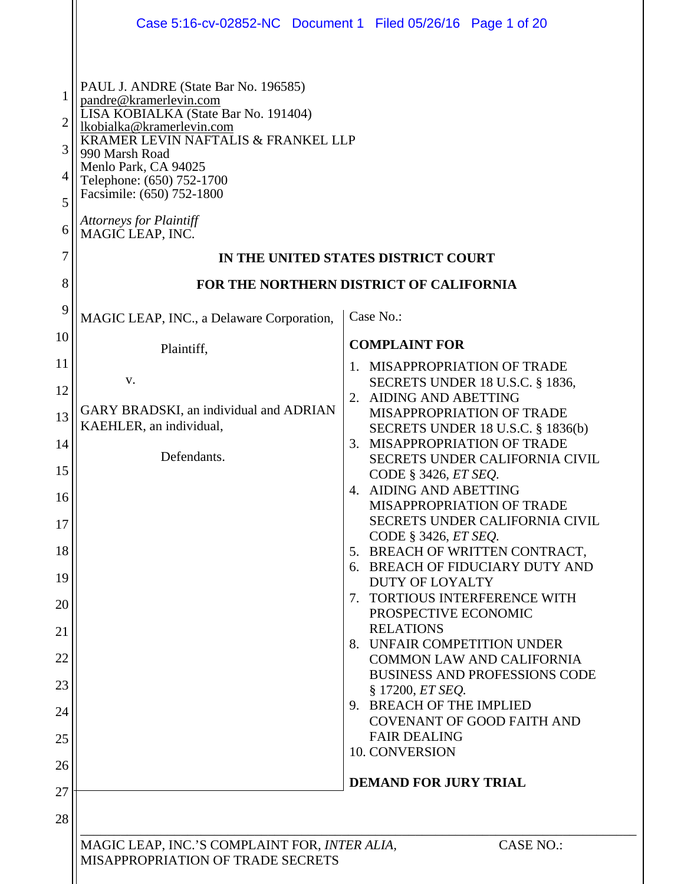PAUL J. ANDRE (State Bar No. 196585)
pandre@kramerlevin.com
LISA KOBIALKA (State Bar No. 191404)
lkobialka@kramerlevin.com
KRAMER LEVIN NAFTALIS & FRANKEL LLP
990 Marsh Road
Menlo Park, CA 94025
Telephone: (650) 752-1700
Facsimile: (650) 752-1800

*Attorneys for Plaintiff*
MAGIC LEAP, INC.

**IN THE UNITED STATES DISTRICT COURT**

**FOR THE NORTHERN DISTRICT OF CALIFORNIA**

MAGIC LEAP, INC., a Delaware Corporation,

Plaintiff,

v.

GARY BRADSKI, an individual and ADRIAN KAEHLER, an individual,

Defendants.

Case No.:

**COMPLAINT FOR**

1. MISAPPROPRIATION OF TRADE SECRETS UNDER 18 U.S.C. § 1836,
2. AIDING AND ABETTING MISAPPROPRIATION OF TRADE SECRETS UNDER 18 U.S.C. § 1836(b)
3. MISAPPROPRIATION OF TRADE SECRETS UNDER CALIFORNIA CIVIL CODE § 3426, *ET SEQ.*
4. AIDING AND ABETTING MISAPPROPRIATION OF TRADE SECRETS UNDER CALIFORNIA CIVIL CODE § 3426, *ET SEQ.*
5. BREACH OF WRITTEN CONTRACT,
6. BREACH OF FIDUCIARY DUTY AND DUTY OF LOYALTY
7. TORTIOUS INTERFERENCE WITH PROSPECTIVE ECONOMIC RELATIONS
8. UNFAIR COMPETITION UNDER COMMON LAW AND CALIFORNIA BUSINESS AND PROFESSIONS CODE § 17200, *ET SEQ.*
9. BREACH OF THE IMPLIED COVENANT OF GOOD FAITH AND FAIR DEALING
10. CONVERSION

**DEMAND FOR JURY TRIAL**

MAGIC LEAP, INC.'S COMPLAINT FOR, *INTER ALIA*, MISAPPROPRIATION OF TRADE SECRETS — CASE NO.: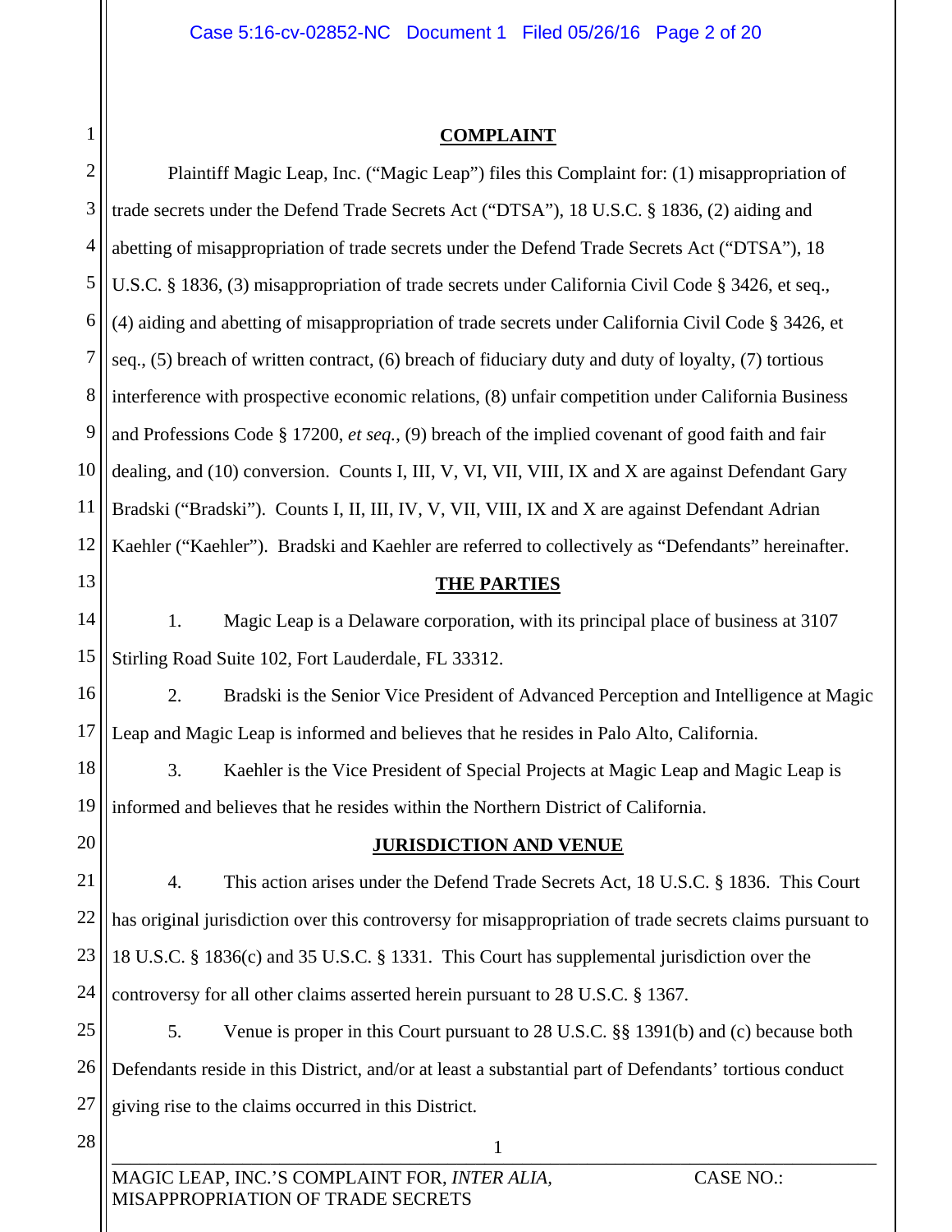## COMPLAINT

Plaintiff Magic Leap, Inc. ("Magic Leap") files this Complaint for: (1) misappropriation of trade secrets under the Defend Trade Secrets Act ("DTSA"), 18 U.S.C. § 1836, (2) aiding and abetting of misappropriation of trade secrets under the Defend Trade Secrets Act ("DTSA"), 18 U.S.C. § 1836, (3) misappropriation of trade secrets under California Civil Code § 3426, et seq., (4) aiding and abetting of misappropriation of trade secrets under California Civil Code § 3426, et seq., (5) breach of written contract, (6) breach of fiduciary duty and duty of loyalty, (7) tortious interference with prospective economic relations, (8) unfair competition under California Business and Professions Code § 17200, *et seq.*, (9) breach of the implied covenant of good faith and fair dealing, and (10) conversion. Counts I, III, V, VI, VII, VIII, IX and X are against Defendant Gary Bradski ("Bradski"). Counts I, II, III, IV, V, VII, VIII, IX and X are against Defendant Adrian Kaehler ("Kaehler"). Bradski and Kaehler are referred to collectively as "Defendants" hereinafter.

## THE PARTIES

1. Magic Leap is a Delaware corporation, with its principal place of business at 3107 Stirling Road Suite 102, Fort Lauderdale, FL 33312.

2. Bradski is the Senior Vice President of Advanced Perception and Intelligence at Magic Leap and Magic Leap is informed and believes that he resides in Palo Alto, California.

3. Kaehler is the Vice President of Special Projects at Magic Leap and Magic Leap is informed and believes that he resides within the Northern District of California.

## JURISDICTION AND VENUE

4. This action arises under the Defend Trade Secrets Act, 18 U.S.C. § 1836. This Court has original jurisdiction over this controversy for misappropriation of trade secrets claims pursuant to 18 U.S.C. § 1836(c) and 35 U.S.C. § 1331. This Court has supplemental jurisdiction over the controversy for all other claims asserted herein pursuant to 28 U.S.C. § 1367.

5. Venue is proper in this Court pursuant to 28 U.S.C. §§ 1391(b) and (c) because both Defendants reside in this District, and/or at least a substantial part of Defendants' tortious conduct giving rise to the claims occurred in this District.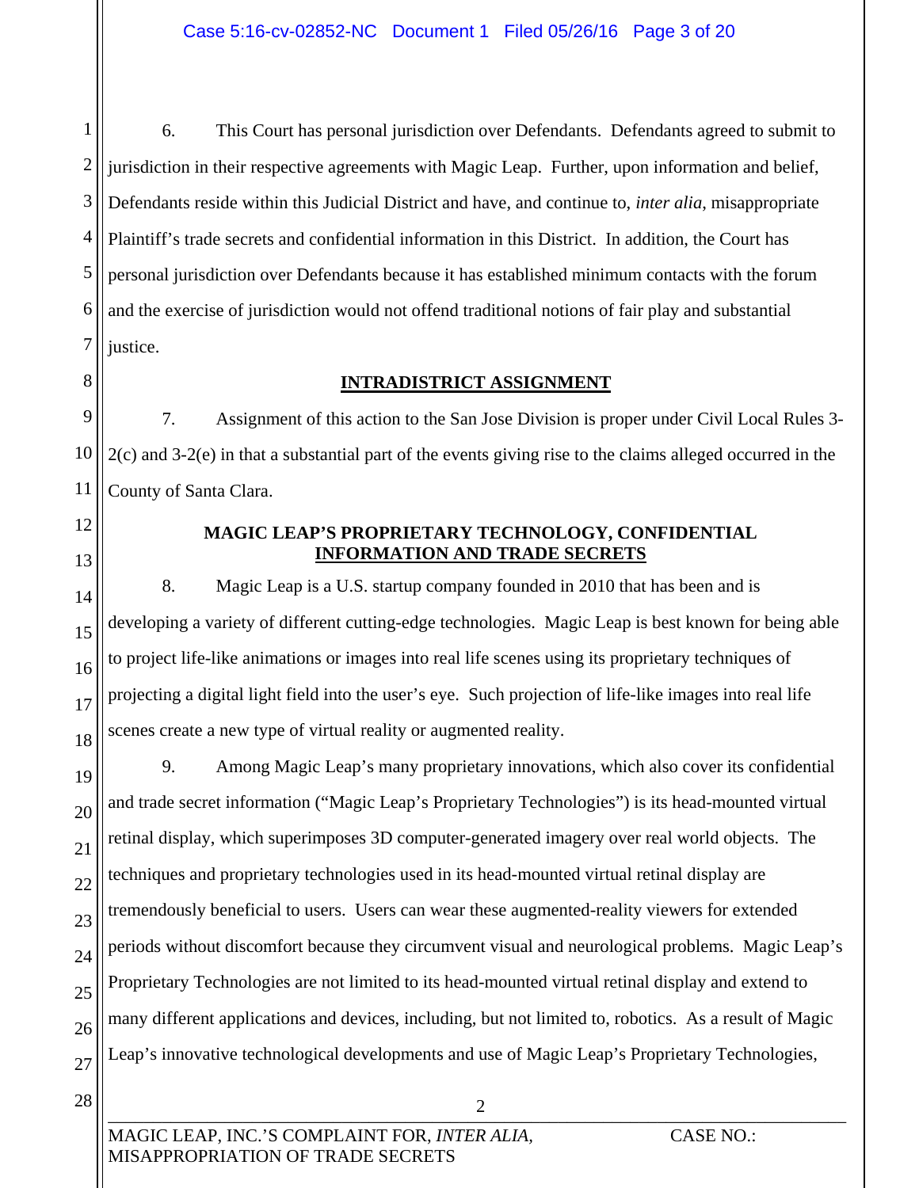6. This Court has personal jurisdiction over Defendants. Defendants agreed to submit to jurisdiction in their respective agreements with Magic Leap. Further, upon information and belief, Defendants reside within this Judicial District and have, and continue to, *inter alia*, misappropriate Plaintiff's trade secrets and confidential information in this District. In addition, the Court has personal jurisdiction over Defendants because it has established minimum contacts with the forum and the exercise of jurisdiction would not offend traditional notions of fair play and substantial justice.

## INTRADISTRICT ASSIGNMENT

7. Assignment of this action to the San Jose Division is proper under Civil Local Rules 3-2(c) and 3-2(e) in that a substantial part of the events giving rise to the claims alleged occurred in the County of Santa Clara.

## MAGIC LEAP'S PROPRIETARY TECHNOLOGY, CONFIDENTIAL INFORMATION AND TRADE SECRETS

8. Magic Leap is a U.S. startup company founded in 2010 that has been and is developing a variety of different cutting-edge technologies. Magic Leap is best known for being able to project life-like animations or images into real life scenes using its proprietary techniques of projecting a digital light field into the user's eye. Such projection of life-like images into real life scenes create a new type of virtual reality or augmented reality.

9. Among Magic Leap's many proprietary innovations, which also cover its confidential and trade secret information ("Magic Leap's Proprietary Technologies") is its head-mounted virtual retinal display, which superimposes 3D computer-generated imagery over real world objects. The techniques and proprietary technologies used in its head-mounted virtual retinal display are tremendously beneficial to users. Users can wear these augmented-reality viewers for extended periods without discomfort because they circumvent visual and neurological problems. Magic Leap's Proprietary Technologies are not limited to its head-mounted virtual retinal display and extend to many different applications and devices, including, but not limited to, robotics. As a result of Magic Leap's innovative technological developments and use of Magic Leap's Proprietary Technologies,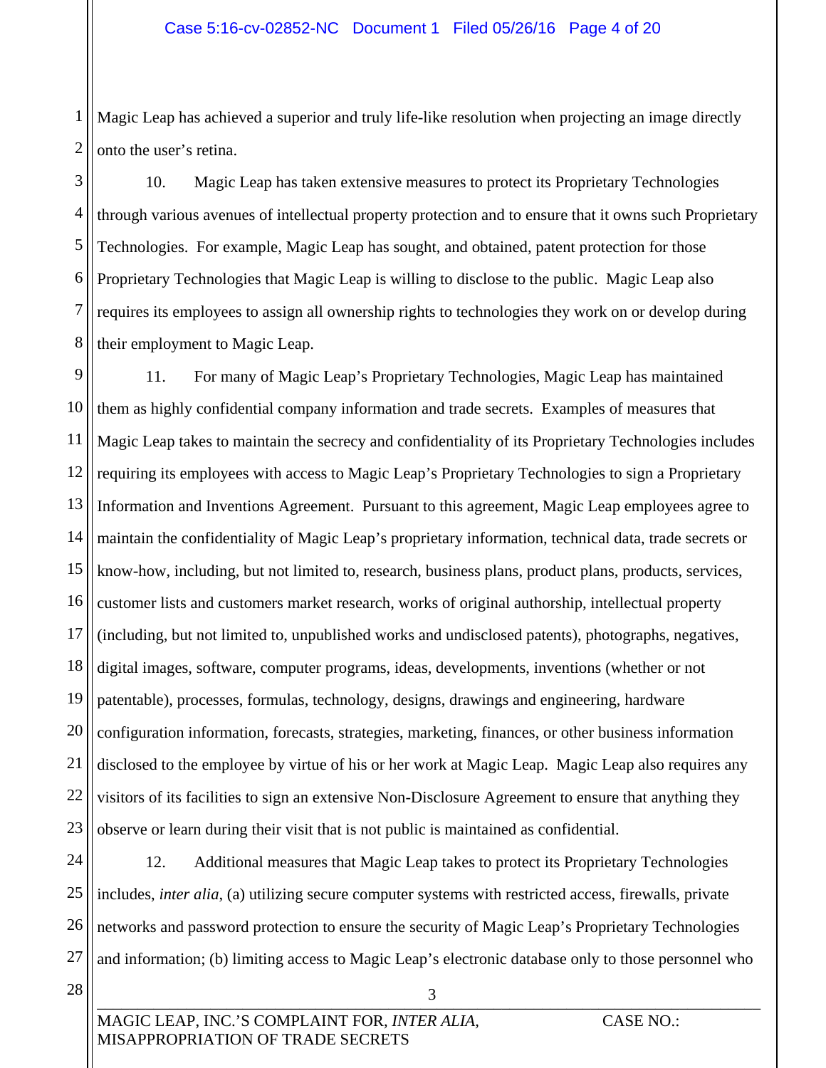Magic Leap has achieved a superior and truly life-like resolution when projecting an image directly onto the user's retina.

10. Magic Leap has taken extensive measures to protect its Proprietary Technologies through various avenues of intellectual property protection and to ensure that it owns such Proprietary Technologies. For example, Magic Leap has sought, and obtained, patent protection for those Proprietary Technologies that Magic Leap is willing to disclose to the public. Magic Leap also requires its employees to assign all ownership rights to technologies they work on or develop during their employment to Magic Leap.

11. For many of Magic Leap's Proprietary Technologies, Magic Leap has maintained them as highly confidential company information and trade secrets. Examples of measures that Magic Leap takes to maintain the secrecy and confidentiality of its Proprietary Technologies includes requiring its employees with access to Magic Leap's Proprietary Technologies to sign a Proprietary Information and Inventions Agreement. Pursuant to this agreement, Magic Leap employees agree to maintain the confidentiality of Magic Leap's proprietary information, technical data, trade secrets or know-how, including, but not limited to, research, business plans, product plans, products, services, customer lists and customers market research, works of original authorship, intellectual property (including, but not limited to, unpublished works and undisclosed patents), photographs, negatives, digital images, software, computer programs, ideas, developments, inventions (whether or not patentable), processes, formulas, technology, designs, drawings and engineering, hardware configuration information, forecasts, strategies, marketing, finances, or other business information disclosed to the employee by virtue of his or her work at Magic Leap. Magic Leap also requires any visitors of its facilities to sign an extensive Non-Disclosure Agreement to ensure that anything they observe or learn during their visit that is not public is maintained as confidential.

12. Additional measures that Magic Leap takes to protect its Proprietary Technologies includes, *inter alia*, (a) utilizing secure computer systems with restricted access, firewalls, private networks and password protection to ensure the security of Magic Leap's Proprietary Technologies and information; (b) limiting access to Magic Leap's electronic database only to those personnel who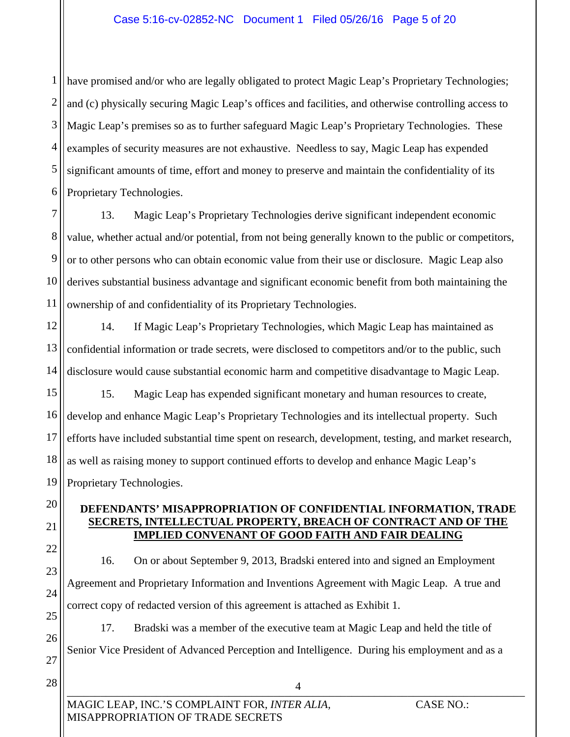have promised and/or who are legally obligated to protect Magic Leap's Proprietary Technologies; and (c) physically securing Magic Leap's offices and facilities, and otherwise controlling access to Magic Leap's premises so as to further safeguard Magic Leap's Proprietary Technologies. These examples of security measures are not exhaustive. Needless to say, Magic Leap has expended significant amounts of time, effort and money to preserve and maintain the confidentiality of its Proprietary Technologies.

13. Magic Leap's Proprietary Technologies derive significant independent economic value, whether actual and/or potential, from not being generally known to the public or competitors, or to other persons who can obtain economic value from their use or disclosure. Magic Leap also derives substantial business advantage and significant economic benefit from both maintaining the ownership of and confidentiality of its Proprietary Technologies.

14. If Magic Leap's Proprietary Technologies, which Magic Leap has maintained as confidential information or trade secrets, were disclosed to competitors and/or to the public, such disclosure would cause substantial economic harm and competitive disadvantage to Magic Leap.

15. Magic Leap has expended significant monetary and human resources to create, develop and enhance Magic Leap's Proprietary Technologies and its intellectual property. Such efforts have included substantial time spent on research, development, testing, and market research, as well as raising money to support continued efforts to develop and enhance Magic Leap's Proprietary Technologies.

**DEFENDANTS' MISAPPROPRIATION OF CONFIDENTIAL INFORMATION, TRADE SECRETS, INTELLECTUAL PROPERTY, BREACH OF CONTRACT AND OF THE IMPLIED CONVENANT OF GOOD FAITH AND FAIR DEALING**

16. On or about September 9, 2013, Bradski entered into and signed an Employment Agreement and Proprietary Information and Inventions Agreement with Magic Leap. A true and correct copy of redacted version of this agreement is attached as Exhibit 1.

17. Bradski was a member of the executive team at Magic Leap and held the title of Senior Vice President of Advanced Perception and Intelligence. During his employment and as a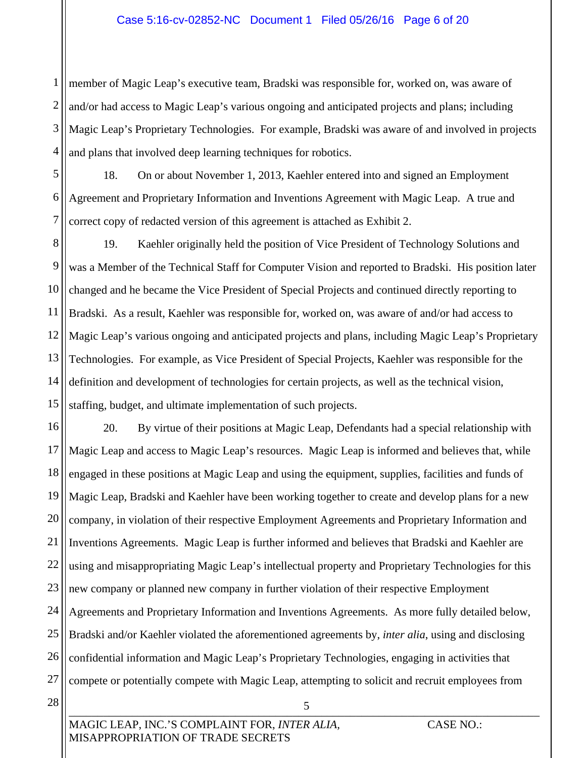member of Magic Leap's executive team, Bradski was responsible for, worked on, was aware of and/or had access to Magic Leap's various ongoing and anticipated projects and plans; including Magic Leap's Proprietary Technologies. For example, Bradski was aware of and involved in projects and plans that involved deep learning techniques for robotics.

18. On or about November 1, 2013, Kaehler entered into and signed an Employment Agreement and Proprietary Information and Inventions Agreement with Magic Leap. A true and correct copy of redacted version of this agreement is attached as Exhibit 2.

19. Kaehler originally held the position of Vice President of Technology Solutions and was a Member of the Technical Staff for Computer Vision and reported to Bradski. His position later changed and he became the Vice President of Special Projects and continued directly reporting to Bradski. As a result, Kaehler was responsible for, worked on, was aware of and/or had access to Magic Leap's various ongoing and anticipated projects and plans, including Magic Leap's Proprietary Technologies. For example, as Vice President of Special Projects, Kaehler was responsible for the definition and development of technologies for certain projects, as well as the technical vision, staffing, budget, and ultimate implementation of such projects.

20. By virtue of their positions at Magic Leap, Defendants had a special relationship with Magic Leap and access to Magic Leap's resources. Magic Leap is informed and believes that, while engaged in these positions at Magic Leap and using the equipment, supplies, facilities and funds of Magic Leap, Bradski and Kaehler have been working together to create and develop plans for a new company, in violation of their respective Employment Agreements and Proprietary Information and Inventions Agreements. Magic Leap is further informed and believes that Bradski and Kaehler are using and misappropriating Magic Leap's intellectual property and Proprietary Technologies for this new company or planned new company in further violation of their respective Employment Agreements and Proprietary Information and Inventions Agreements. As more fully detailed below, Bradski and/or Kaehler violated the aforementioned agreements by, *inter alia*, using and disclosing confidential information and Magic Leap's Proprietary Technologies, engaging in activities that compete or potentially compete with Magic Leap, attempting to solicit and recruit employees from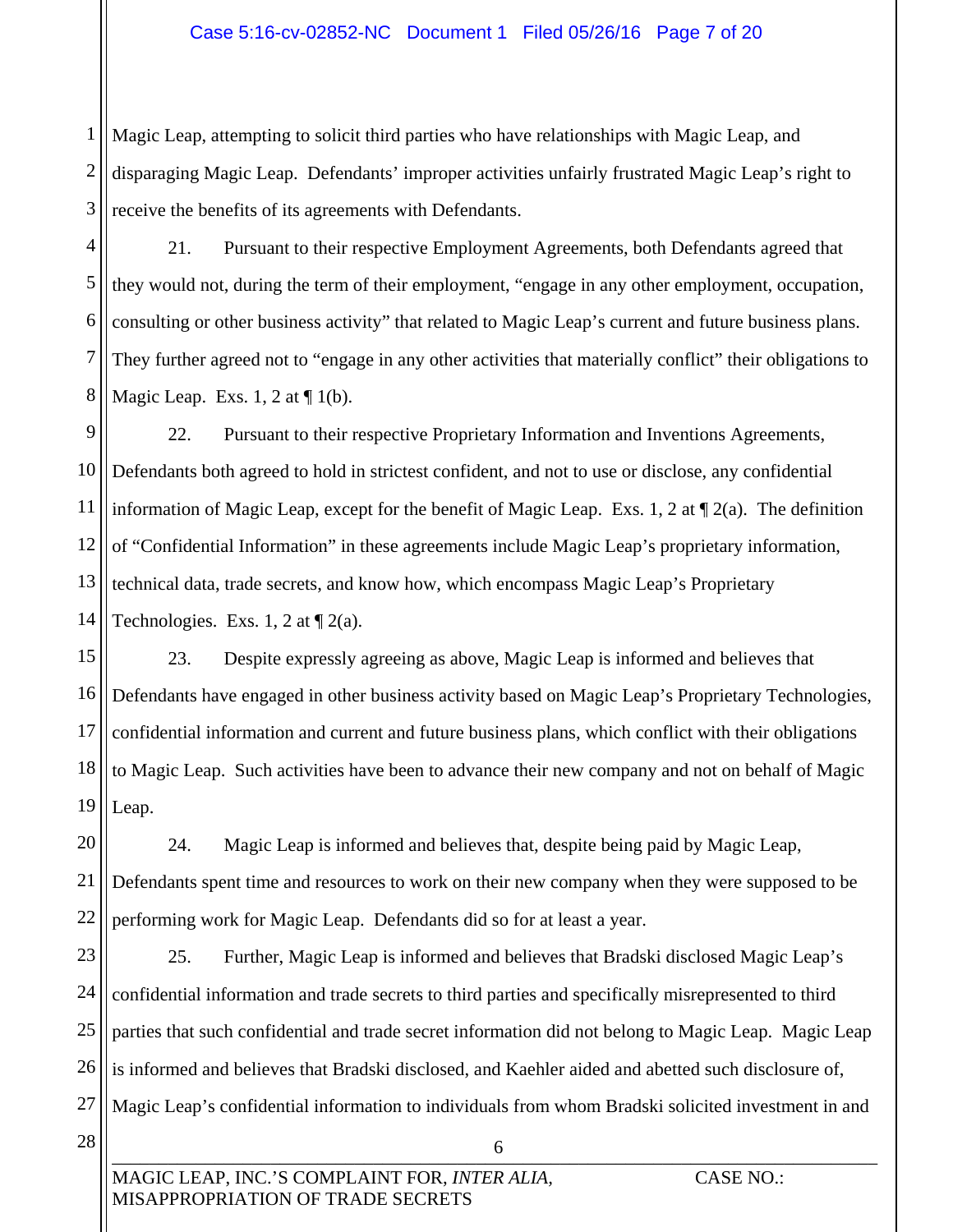Magic Leap, attempting to solicit third parties who have relationships with Magic Leap, and disparaging Magic Leap. Defendants' improper activities unfairly frustrated Magic Leap's right to receive the benefits of its agreements with Defendants.

21. Pursuant to their respective Employment Agreements, both Defendants agreed that they would not, during the term of their employment, "engage in any other employment, occupation, consulting or other business activity" that related to Magic Leap's current and future business plans. They further agreed not to "engage in any other activities that materially conflict" their obligations to Magic Leap. Exs. 1, 2 at ¶ 1(b).

22. Pursuant to their respective Proprietary Information and Inventions Agreements, Defendants both agreed to hold in strictest confident, and not to use or disclose, any confidential information of Magic Leap, except for the benefit of Magic Leap. Exs. 1, 2 at ¶ 2(a). The definition of "Confidential Information" in these agreements include Magic Leap's proprietary information, technical data, trade secrets, and know how, which encompass Magic Leap's Proprietary Technologies. Exs. 1, 2 at ¶ 2(a).

23. Despite expressly agreeing as above, Magic Leap is informed and believes that Defendants have engaged in other business activity based on Magic Leap's Proprietary Technologies, confidential information and current and future business plans, which conflict with their obligations to Magic Leap. Such activities have been to advance their new company and not on behalf of Magic Leap.

24. Magic Leap is informed and believes that, despite being paid by Magic Leap, Defendants spent time and resources to work on their new company when they were supposed to be performing work for Magic Leap. Defendants did so for at least a year.

25. Further, Magic Leap is informed and believes that Bradski disclosed Magic Leap's confidential information and trade secrets to third parties and specifically misrepresented to third parties that such confidential and trade secret information did not belong to Magic Leap. Magic Leap is informed and believes that Bradski disclosed, and Kaehler aided and abetted such disclosure of, Magic Leap's confidential information to individuals from whom Bradski solicited investment in and

MAGIC LEAP, INC.'S COMPLAINT FOR, *INTER ALIA*, MISAPPROPRIATION OF TRADE SECRETS — CASE NO.: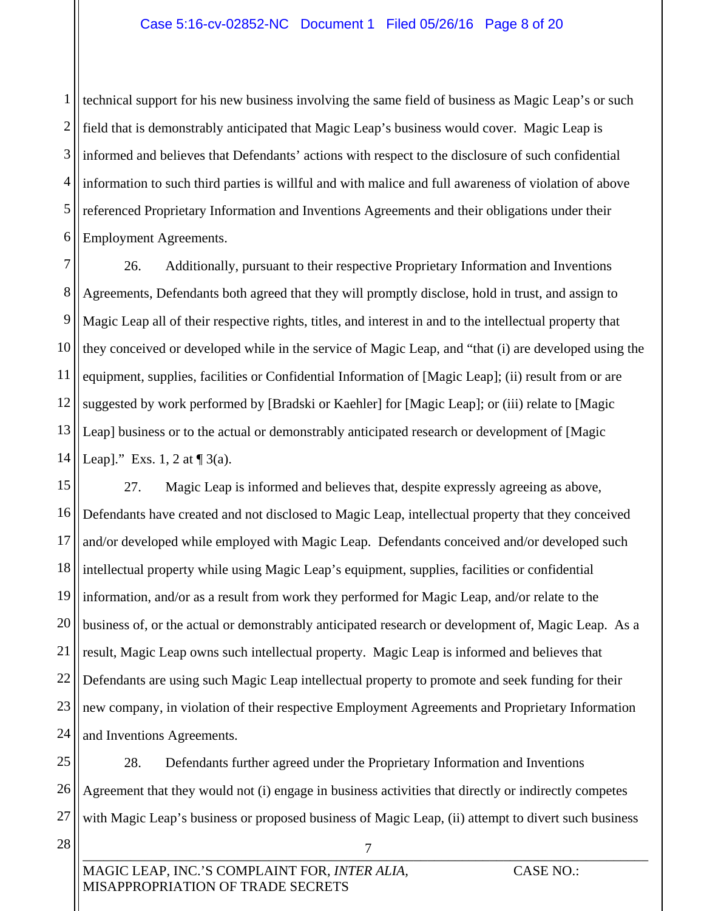technical support for his new business involving the same field of business as Magic Leap's or such field that is demonstrably anticipated that Magic Leap's business would cover. Magic Leap is informed and believes that Defendants' actions with respect to the disclosure of such confidential information to such third parties is willful and with malice and full awareness of violation of above referenced Proprietary Information and Inventions Agreements and their obligations under their Employment Agreements.

26. Additionally, pursuant to their respective Proprietary Information and Inventions Agreements, Defendants both agreed that they will promptly disclose, hold in trust, and assign to Magic Leap all of their respective rights, titles, and interest in and to the intellectual property that they conceived or developed while in the service of Magic Leap, and "that (i) are developed using the equipment, supplies, facilities or Confidential Information of [Magic Leap]; (ii) result from or are suggested by work performed by [Bradski or Kaehler] for [Magic Leap]; or (iii) relate to [Magic Leap] business or to the actual or demonstrably anticipated research or development of [Magic Leap]." Exs. 1, 2 at ¶ 3(a).

27. Magic Leap is informed and believes that, despite expressly agreeing as above, Defendants have created and not disclosed to Magic Leap, intellectual property that they conceived and/or developed while employed with Magic Leap. Defendants conceived and/or developed such intellectual property while using Magic Leap's equipment, supplies, facilities or confidential information, and/or as a result from work they performed for Magic Leap, and/or relate to the business of, or the actual or demonstrably anticipated research or development of, Magic Leap. As a result, Magic Leap owns such intellectual property. Magic Leap is informed and believes that Defendants are using such Magic Leap intellectual property to promote and seek funding for their new company, in violation of their respective Employment Agreements and Proprietary Information and Inventions Agreements.

28. Defendants further agreed under the Proprietary Information and Inventions Agreement that they would not (i) engage in business activities that directly or indirectly competes with Magic Leap's business or proposed business of Magic Leap, (ii) attempt to divert such business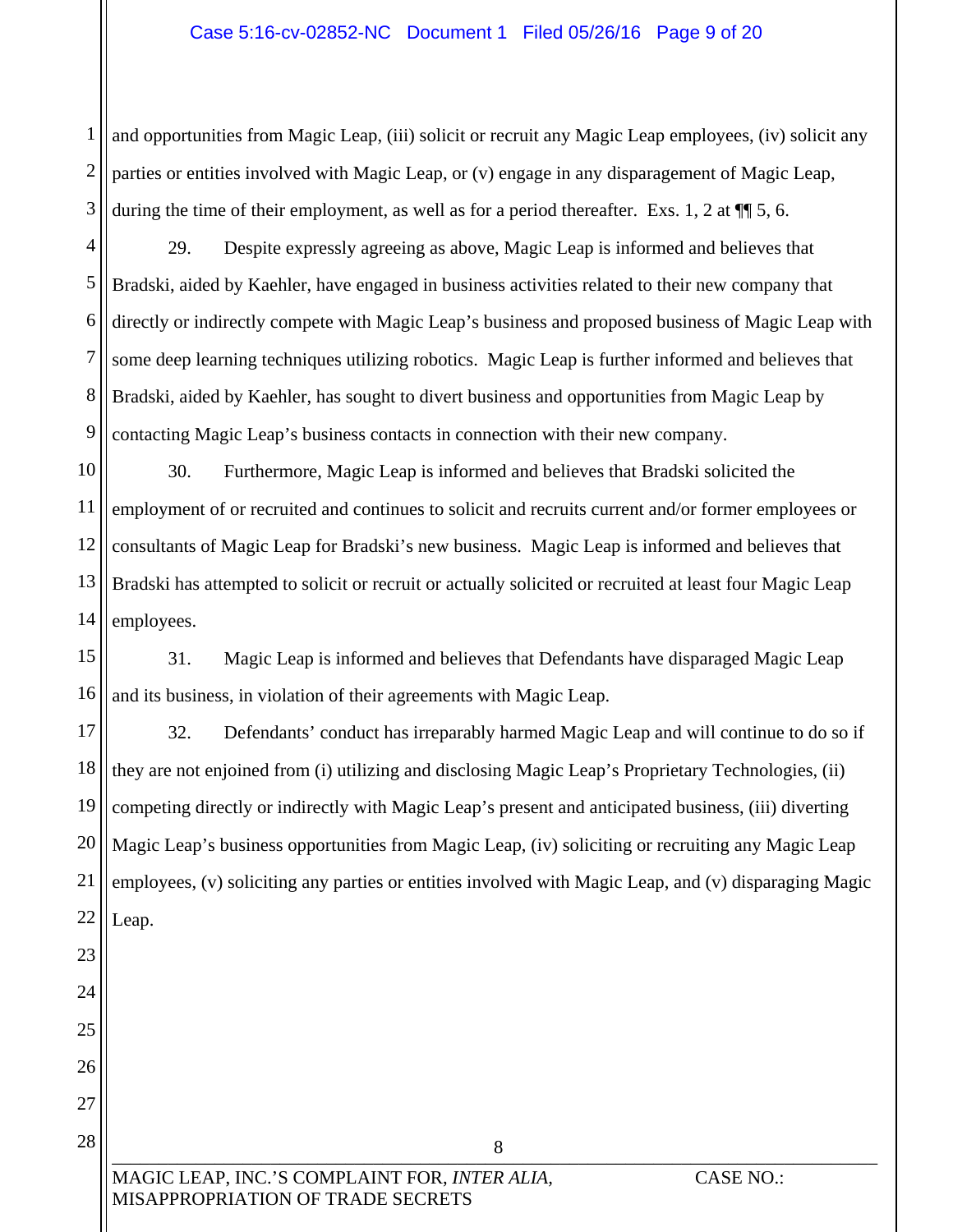and opportunities from Magic Leap, (iii) solicit or recruit any Magic Leap employees, (iv) solicit any parties or entities involved with Magic Leap, or (v) engage in any disparagement of Magic Leap, during the time of their employment, as well as for a period thereafter. Exs. 1, 2 at ¶¶ 5, 6.

29. Despite expressly agreeing as above, Magic Leap is informed and believes that Bradski, aided by Kaehler, have engaged in business activities related to their new company that directly or indirectly compete with Magic Leap's business and proposed business of Magic Leap with some deep learning techniques utilizing robotics. Magic Leap is further informed and believes that Bradski, aided by Kaehler, has sought to divert business and opportunities from Magic Leap by contacting Magic Leap's business contacts in connection with their new company.

30. Furthermore, Magic Leap is informed and believes that Bradski solicited the employment of or recruited and continues to solicit and recruits current and/or former employees or consultants of Magic Leap for Bradski's new business. Magic Leap is informed and believes that Bradski has attempted to solicit or recruit or actually solicited or recruited at least four Magic Leap employees.

31. Magic Leap is informed and believes that Defendants have disparaged Magic Leap and its business, in violation of their agreements with Magic Leap.

32. Defendants' conduct has irreparably harmed Magic Leap and will continue to do so if they are not enjoined from (i) utilizing and disclosing Magic Leap's Proprietary Technologies, (ii) competing directly or indirectly with Magic Leap's present and anticipated business, (iii) diverting Magic Leap's business opportunities from Magic Leap, (iv) soliciting or recruiting any Magic Leap employees, (v) soliciting any parties or entities involved with Magic Leap, and (v) disparaging Magic Leap.

MAGIC LEAP, INC.'S COMPLAINT FOR, *INTER ALIA*, MISAPPROPRIATION OF TRADE SECRETS — CASE NO.: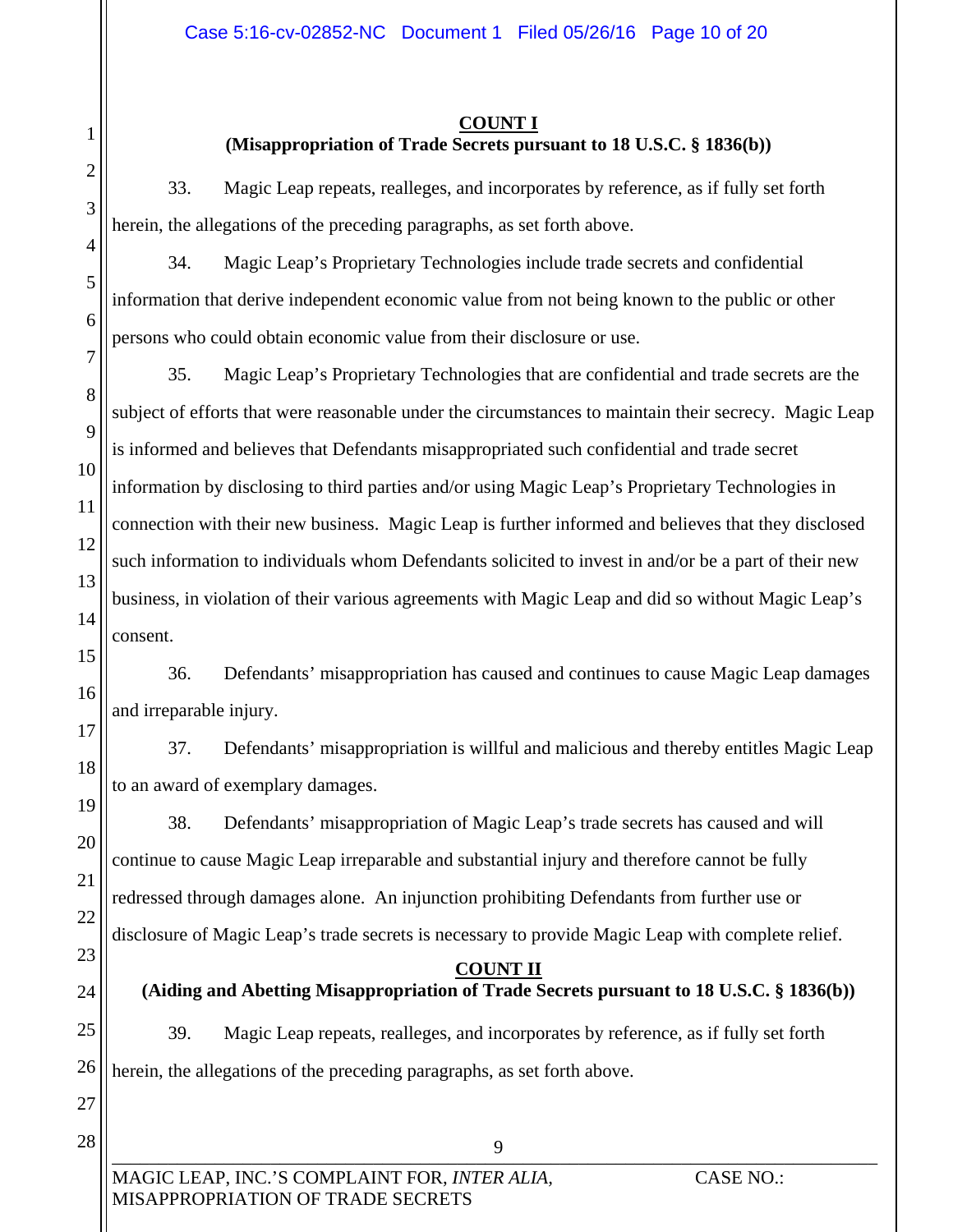**COUNT I**

**(Misappropriation of Trade Secrets pursuant to 18 U.S.C. § 1836(b))**

33. Magic Leap repeats, realleges, and incorporates by reference, as if fully set forth herein, the allegations of the preceding paragraphs, as set forth above.

34. Magic Leap's Proprietary Technologies include trade secrets and confidential information that derive independent economic value from not being known to the public or other persons who could obtain economic value from their disclosure or use.

35. Magic Leap's Proprietary Technologies that are confidential and trade secrets are the subject of efforts that were reasonable under the circumstances to maintain their secrecy. Magic Leap is informed and believes that Defendants misappropriated such confidential and trade secret information by disclosing to third parties and/or using Magic Leap's Proprietary Technologies in connection with their new business. Magic Leap is further informed and believes that they disclosed such information to individuals whom Defendants solicited to invest in and/or be a part of their new business, in violation of their various agreements with Magic Leap and did so without Magic Leap's consent.

36. Defendants' misappropriation has caused and continues to cause Magic Leap damages and irreparable injury.

37. Defendants' misappropriation is willful and malicious and thereby entitles Magic Leap to an award of exemplary damages.

38. Defendants' misappropriation of Magic Leap's trade secrets has caused and will continue to cause Magic Leap irreparable and substantial injury and therefore cannot be fully redressed through damages alone. An injunction prohibiting Defendants from further use or disclosure of Magic Leap's trade secrets is necessary to provide Magic Leap with complete relief.

**COUNT II**

**(Aiding and Abetting Misappropriation of Trade Secrets pursuant to 18 U.S.C. § 1836(b))**

39. Magic Leap repeats, realleges, and incorporates by reference, as if fully set forth herein, the allegations of the preceding paragraphs, as set forth above.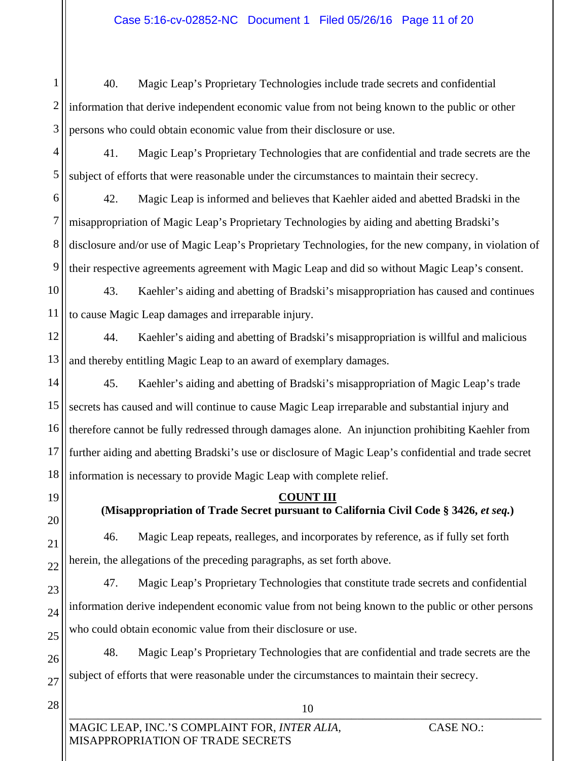40. Magic Leap's Proprietary Technologies include trade secrets and confidential information that derive independent economic value from not being known to the public or other persons who could obtain economic value from their disclosure or use.

41. Magic Leap's Proprietary Technologies that are confidential and trade secrets are the subject of efforts that were reasonable under the circumstances to maintain their secrecy.

42. Magic Leap is informed and believes that Kaehler aided and abetted Bradski in the misappropriation of Magic Leap's Proprietary Technologies by aiding and abetting Bradski's disclosure and/or use of Magic Leap's Proprietary Technologies, for the new company, in violation of their respective agreements agreement with Magic Leap and did so without Magic Leap's consent.

43. Kaehler's aiding and abetting of Bradski's misappropriation has caused and continues to cause Magic Leap damages and irreparable injury.

44. Kaehler's aiding and abetting of Bradski's misappropriation is willful and malicious and thereby entitling Magic Leap to an award of exemplary damages.

45. Kaehler's aiding and abetting of Bradski's misappropriation of Magic Leap's trade secrets has caused and will continue to cause Magic Leap irreparable and substantial injury and therefore cannot be fully redressed through damages alone. An injunction prohibiting Kaehler from further aiding and abetting Bradski's use or disclosure of Magic Leap's confidential and trade secret information is necessary to provide Magic Leap with complete relief.

**COUNT III**

**(Misappropriation of Trade Secret pursuant to California Civil Code § 3426, *et seq.*)**

46. Magic Leap repeats, realleges, and incorporates by reference, as if fully set forth herein, the allegations of the preceding paragraphs, as set forth above.

47. Magic Leap's Proprietary Technologies that constitute trade secrets and confidential information derive independent economic value from not being known to the public or other persons who could obtain economic value from their disclosure or use.

48. Magic Leap's Proprietary Technologies that are confidential and trade secrets are the subject of efforts that were reasonable under the circumstances to maintain their secrecy.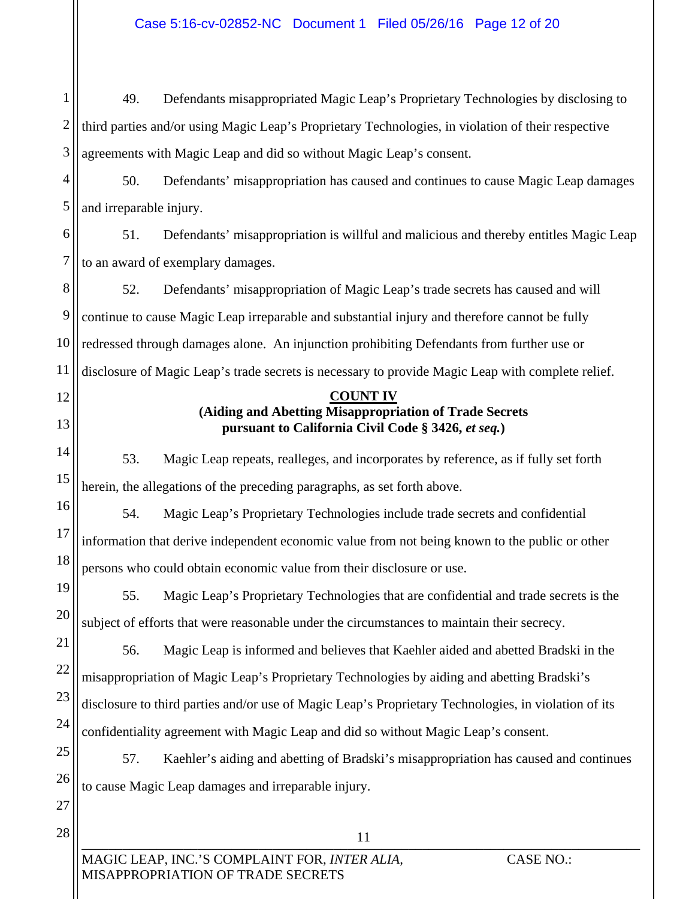49. Defendants misappropriated Magic Leap's Proprietary Technologies by disclosing to third parties and/or using Magic Leap's Proprietary Technologies, in violation of their respective agreements with Magic Leap and did so without Magic Leap's consent.

50. Defendants' misappropriation has caused and continues to cause Magic Leap damages and irreparable injury.

51. Defendants' misappropriation is willful and malicious and thereby entitles Magic Leap to an award of exemplary damages.

52. Defendants' misappropriation of Magic Leap's trade secrets has caused and will continue to cause Magic Leap irreparable and substantial injury and therefore cannot be fully redressed through damages alone. An injunction prohibiting Defendants from further use or disclosure of Magic Leap's trade secrets is necessary to provide Magic Leap with complete relief.

**COUNT IV**
**(Aiding and Abetting Misappropriation of Trade Secrets pursuant to California Civil Code § 3426, *et seq.*)**

53. Magic Leap repeats, realleges, and incorporates by reference, as if fully set forth herein, the allegations of the preceding paragraphs, as set forth above.

54. Magic Leap's Proprietary Technologies include trade secrets and confidential information that derive independent economic value from not being known to the public or other persons who could obtain economic value from their disclosure or use.

55. Magic Leap's Proprietary Technologies that are confidential and trade secrets is the subject of efforts that were reasonable under the circumstances to maintain their secrecy.

56. Magic Leap is informed and believes that Kaehler aided and abetted Bradski in the misappropriation of Magic Leap's Proprietary Technologies by aiding and abetting Bradski's disclosure to third parties and/or use of Magic Leap's Proprietary Technologies, in violation of its confidentiality agreement with Magic Leap and did so without Magic Leap's consent.

57. Kaehler's aiding and abetting of Bradski's misappropriation has caused and continues to cause Magic Leap damages and irreparable injury.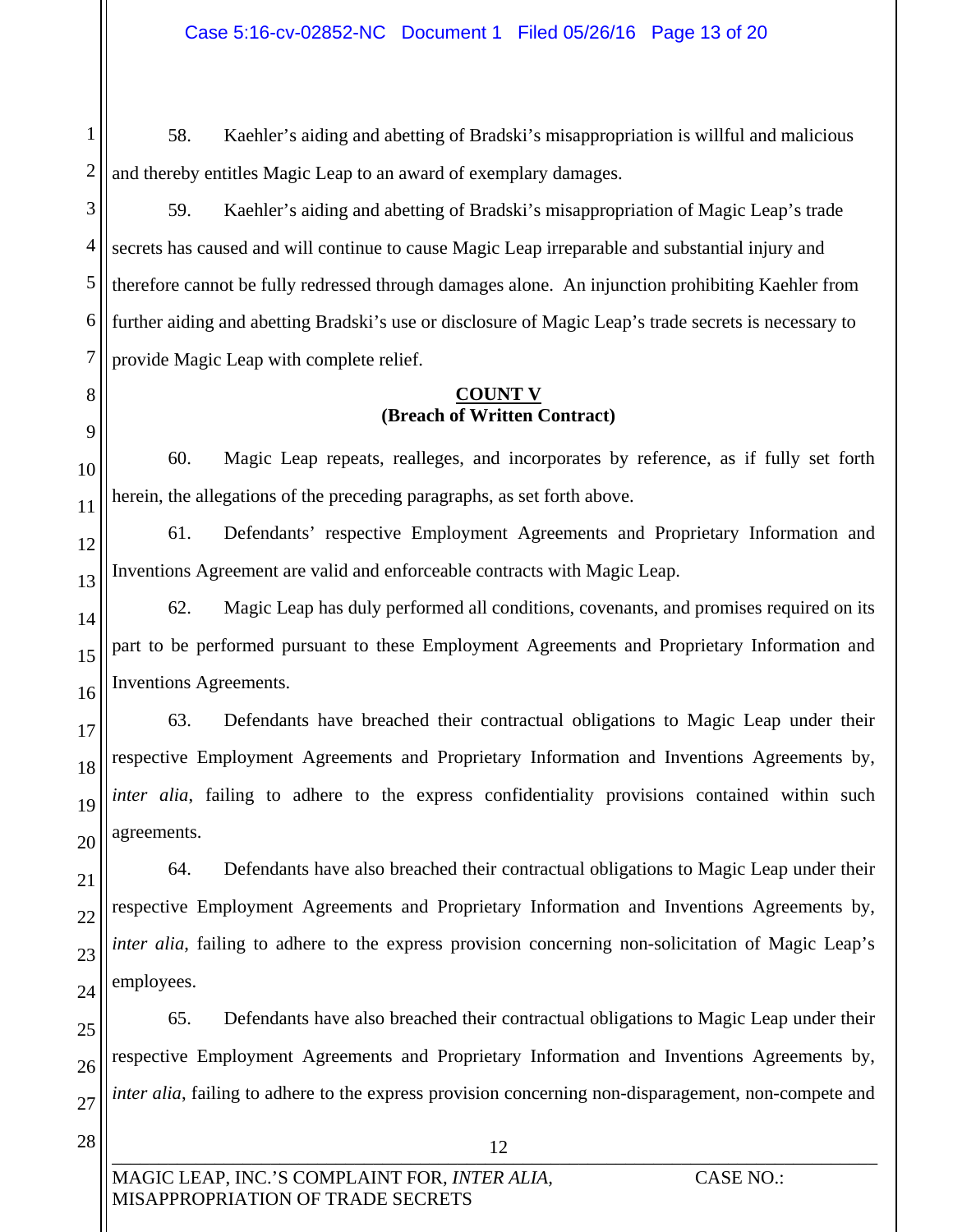58. Kaehler's aiding and abetting of Bradski's misappropriation is willful and malicious and thereby entitles Magic Leap to an award of exemplary damages.

59. Kaehler's aiding and abetting of Bradski's misappropriation of Magic Leap's trade secrets has caused and will continue to cause Magic Leap irreparable and substantial injury and therefore cannot be fully redressed through damages alone. An injunction prohibiting Kaehler from further aiding and abetting Bradski's use or disclosure of Magic Leap's trade secrets is necessary to provide Magic Leap with complete relief.

## COUNT V
**(Breach of Written Contract)**

60. Magic Leap repeats, realleges, and incorporates by reference, as if fully set forth herein, the allegations of the preceding paragraphs, as set forth above.

61. Defendants' respective Employment Agreements and Proprietary Information and Inventions Agreement are valid and enforceable contracts with Magic Leap.

62. Magic Leap has duly performed all conditions, covenants, and promises required on its part to be performed pursuant to these Employment Agreements and Proprietary Information and Inventions Agreements.

63. Defendants have breached their contractual obligations to Magic Leap under their respective Employment Agreements and Proprietary Information and Inventions Agreements by, *inter alia*, failing to adhere to the express confidentiality provisions contained within such agreements.

64. Defendants have also breached their contractual obligations to Magic Leap under their respective Employment Agreements and Proprietary Information and Inventions Agreements by, *inter alia*, failing to adhere to the express provision concerning non-solicitation of Magic Leap's employees.

65. Defendants have also breached their contractual obligations to Magic Leap under their respective Employment Agreements and Proprietary Information and Inventions Agreements by, *inter alia*, failing to adhere to the express provision concerning non-disparagement, non-compete and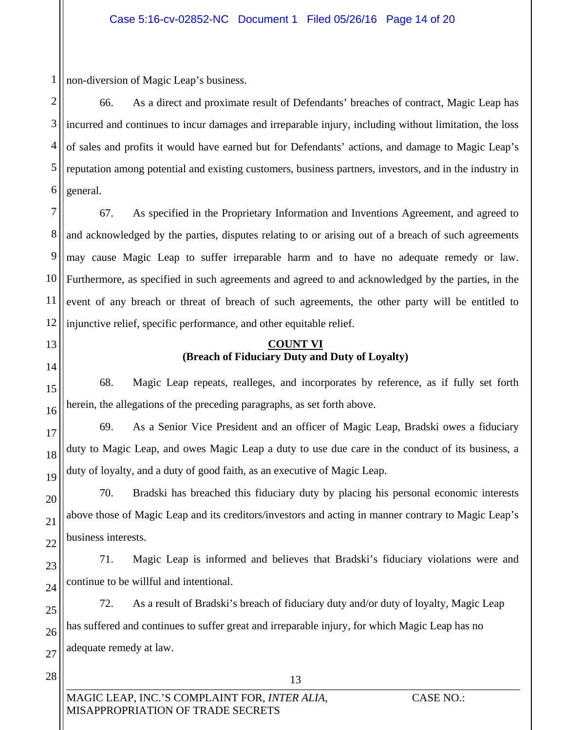non-diversion of Magic Leap's business.

66. As a direct and proximate result of Defendants' breaches of contract, Magic Leap has incurred and continues to incur damages and irreparable injury, including without limitation, the loss of sales and profits it would have earned but for Defendants' actions, and damage to Magic Leap's reputation among potential and existing customers, business partners, investors, and in the industry in general.

67. As specified in the Proprietary Information and Inventions Agreement, and agreed to and acknowledged by the parties, disputes relating to or arising out of a breach of such agreements may cause Magic Leap to suffer irreparable harm and to have no adequate remedy or law. Furthermore, as specified in such agreements and agreed to and acknowledged by the parties, in the event of any breach or threat of breach of such agreements, the other party will be entitled to injunctive relief, specific performance, and other equitable relief.

## COUNT VI
### (Breach of Fiduciary Duty and Duty of Loyalty)

68. Magic Leap repeats, realleges, and incorporates by reference, as if fully set forth herein, the allegations of the preceding paragraphs, as set forth above.

69. As a Senior Vice President and an officer of Magic Leap, Bradski owes a fiduciary duty to Magic Leap, and owes Magic Leap a duty to use due care in the conduct of its business, a duty of loyalty, and a duty of good faith, as an executive of Magic Leap.

70. Bradski has breached this fiduciary duty by placing his personal economic interests above those of Magic Leap and its creditors/investors and acting in manner contrary to Magic Leap's business interests.

71. Magic Leap is informed and believes that Bradski's fiduciary violations were and continue to be willful and intentional.

72. As a result of Bradski's breach of fiduciary duty and/or duty of loyalty, Magic Leap has suffered and continues to suffer great and irreparable injury, for which Magic Leap has no adequate remedy at law.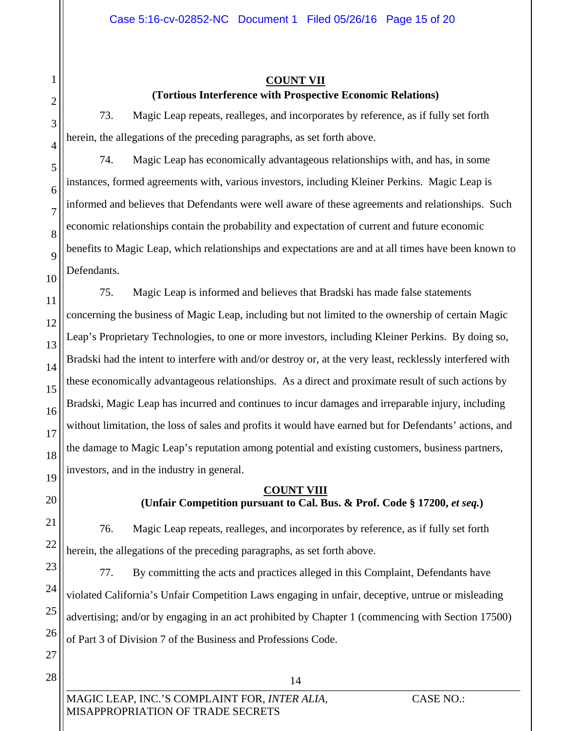**COUNT VII**

**(Tortious Interference with Prospective Economic Relations)**

73. Magic Leap repeats, realleges, and incorporates by reference, as if fully set forth herein, the allegations of the preceding paragraphs, as set forth above.

74. Magic Leap has economically advantageous relationships with, and has, in some instances, formed agreements with, various investors, including Kleiner Perkins. Magic Leap is informed and believes that Defendants were well aware of these agreements and relationships. Such economic relationships contain the probability and expectation of current and future economic benefits to Magic Leap, which relationships and expectations are and at all times have been known to Defendants.

75. Magic Leap is informed and believes that Bradski has made false statements concerning the business of Magic Leap, including but not limited to the ownership of certain Magic Leap's Proprietary Technologies, to one or more investors, including Kleiner Perkins. By doing so, Bradski had the intent to interfere with and/or destroy or, at the very least, recklessly interfered with these economically advantageous relationships. As a direct and proximate result of such actions by Bradski, Magic Leap has incurred and continues to incur damages and irreparable injury, including without limitation, the loss of sales and profits it would have earned but for Defendants' actions, and the damage to Magic Leap's reputation among potential and existing customers, business partners, investors, and in the industry in general.

**COUNT VIII**

**(Unfair Competition pursuant to Cal. Bus. & Prof. Code § 17200, *et seq.*)**

76. Magic Leap repeats, realleges, and incorporates by reference, as if fully set forth herein, the allegations of the preceding paragraphs, as set forth above.

77. By committing the acts and practices alleged in this Complaint, Defendants have violated California's Unfair Competition Laws engaging in unfair, deceptive, untrue or misleading advertising; and/or by engaging in an act prohibited by Chapter 1 (commencing with Section 17500) of Part 3 of Division 7 of the Business and Professions Code.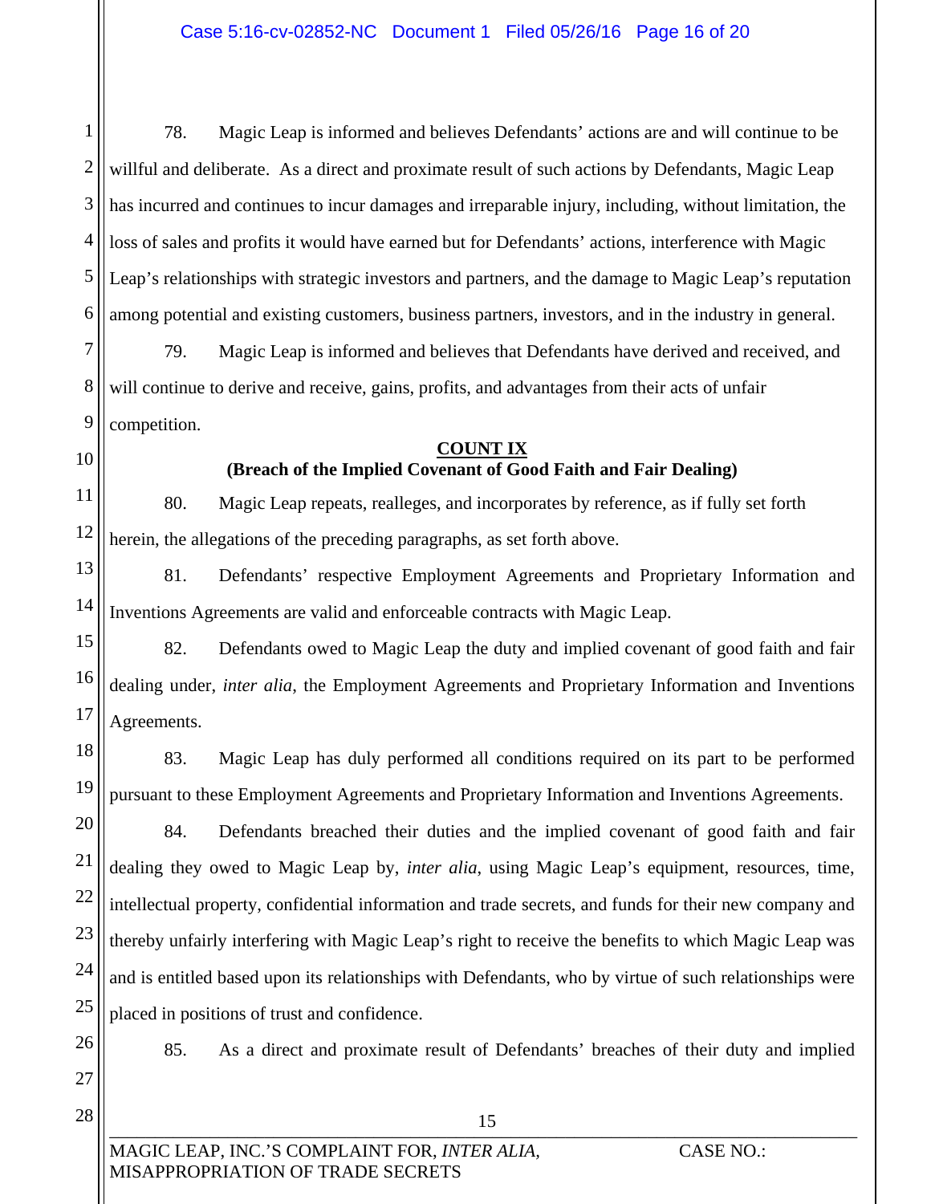78. Magic Leap is informed and believes Defendants' actions are and will continue to be willful and deliberate. As a direct and proximate result of such actions by Defendants, Magic Leap has incurred and continues to incur damages and irreparable injury, including, without limitation, the loss of sales and profits it would have earned but for Defendants' actions, interference with Magic Leap's relationships with strategic investors and partners, and the damage to Magic Leap's reputation among potential and existing customers, business partners, investors, and in the industry in general.

79. Magic Leap is informed and believes that Defendants have derived and received, and will continue to derive and receive, gains, profits, and advantages from their acts of unfair competition.

**COUNT IX**
**(Breach of the Implied Covenant of Good Faith and Fair Dealing)**

80. Magic Leap repeats, realleges, and incorporates by reference, as if fully set forth herein, the allegations of the preceding paragraphs, as set forth above.

81. Defendants' respective Employment Agreements and Proprietary Information and Inventions Agreements are valid and enforceable contracts with Magic Leap.

82. Defendants owed to Magic Leap the duty and implied covenant of good faith and fair dealing under, *inter alia*, the Employment Agreements and Proprietary Information and Inventions Agreements.

83. Magic Leap has duly performed all conditions required on its part to be performed pursuant to these Employment Agreements and Proprietary Information and Inventions Agreements.

84. Defendants breached their duties and the implied covenant of good faith and fair dealing they owed to Magic Leap by, *inter alia*, using Magic Leap's equipment, resources, time, intellectual property, confidential information and trade secrets, and funds for their new company and thereby unfairly interfering with Magic Leap's right to receive the benefits to which Magic Leap was and is entitled based upon its relationships with Defendants, who by virtue of such relationships were placed in positions of trust and confidence.

85. As a direct and proximate result of Defendants' breaches of their duty and implied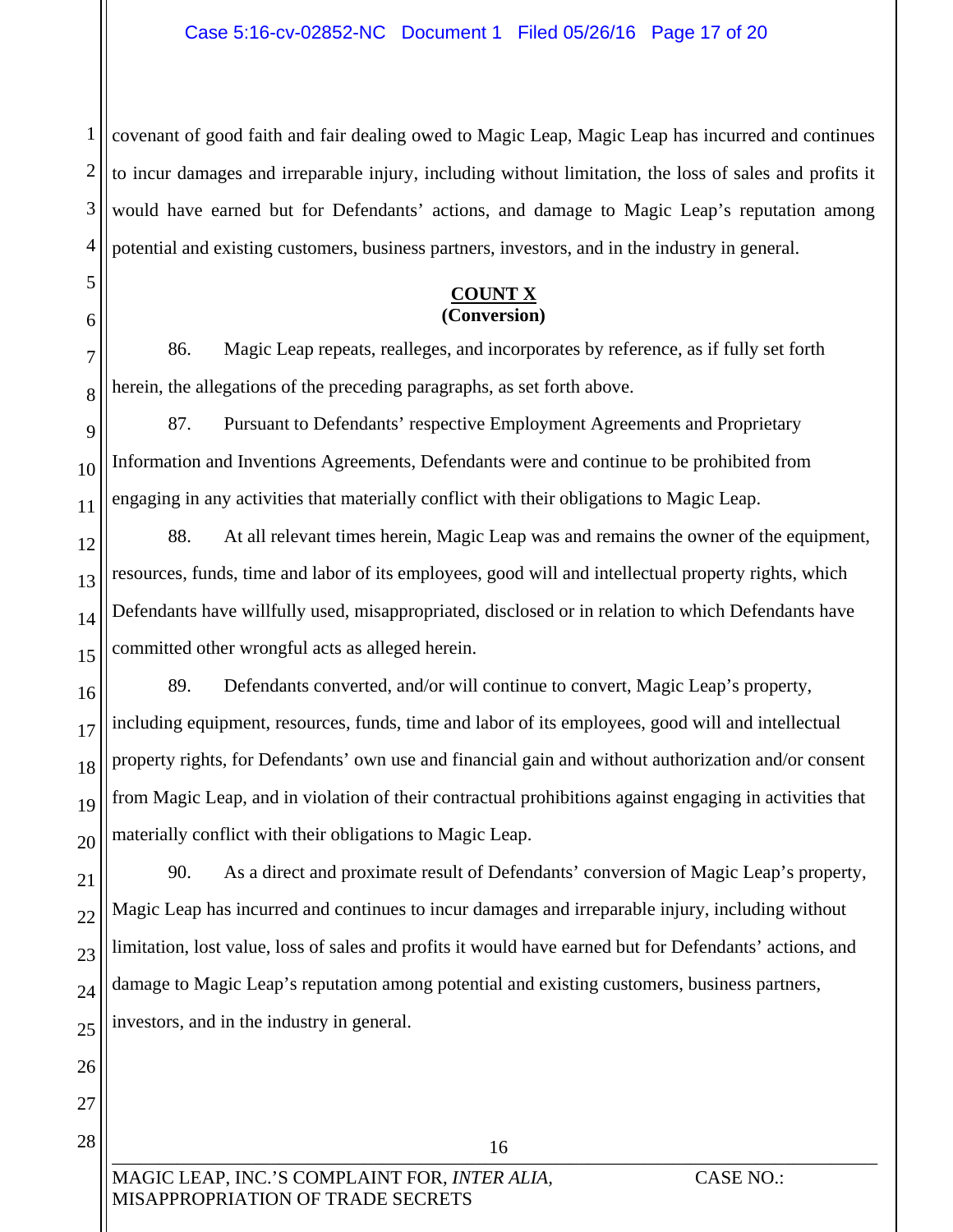covenant of good faith and fair dealing owed to Magic Leap, Magic Leap has incurred and continues to incur damages and irreparable injury, including without limitation, the loss of sales and profits it would have earned but for Defendants' actions, and damage to Magic Leap's reputation among potential and existing customers, business partners, investors, and in the industry in general.

**COUNT X**
**(Conversion)**

86. Magic Leap repeats, realleges, and incorporates by reference, as if fully set forth herein, the allegations of the preceding paragraphs, as set forth above.

87. Pursuant to Defendants' respective Employment Agreements and Proprietary Information and Inventions Agreements, Defendants were and continue to be prohibited from engaging in any activities that materially conflict with their obligations to Magic Leap.

88. At all relevant times herein, Magic Leap was and remains the owner of the equipment, resources, funds, time and labor of its employees, good will and intellectual property rights, which Defendants have willfully used, misappropriated, disclosed or in relation to which Defendants have committed other wrongful acts as alleged herein.

89. Defendants converted, and/or will continue to convert, Magic Leap's property, including equipment, resources, funds, time and labor of its employees, good will and intellectual property rights, for Defendants' own use and financial gain and without authorization and/or consent from Magic Leap, and in violation of their contractual prohibitions against engaging in activities that materially conflict with their obligations to Magic Leap.

90. As a direct and proximate result of Defendants' conversion of Magic Leap's property, Magic Leap has incurred and continues to incur damages and irreparable injury, including without limitation, lost value, loss of sales and profits it would have earned but for Defendants' actions, and damage to Magic Leap's reputation among potential and existing customers, business partners, investors, and in the industry in general.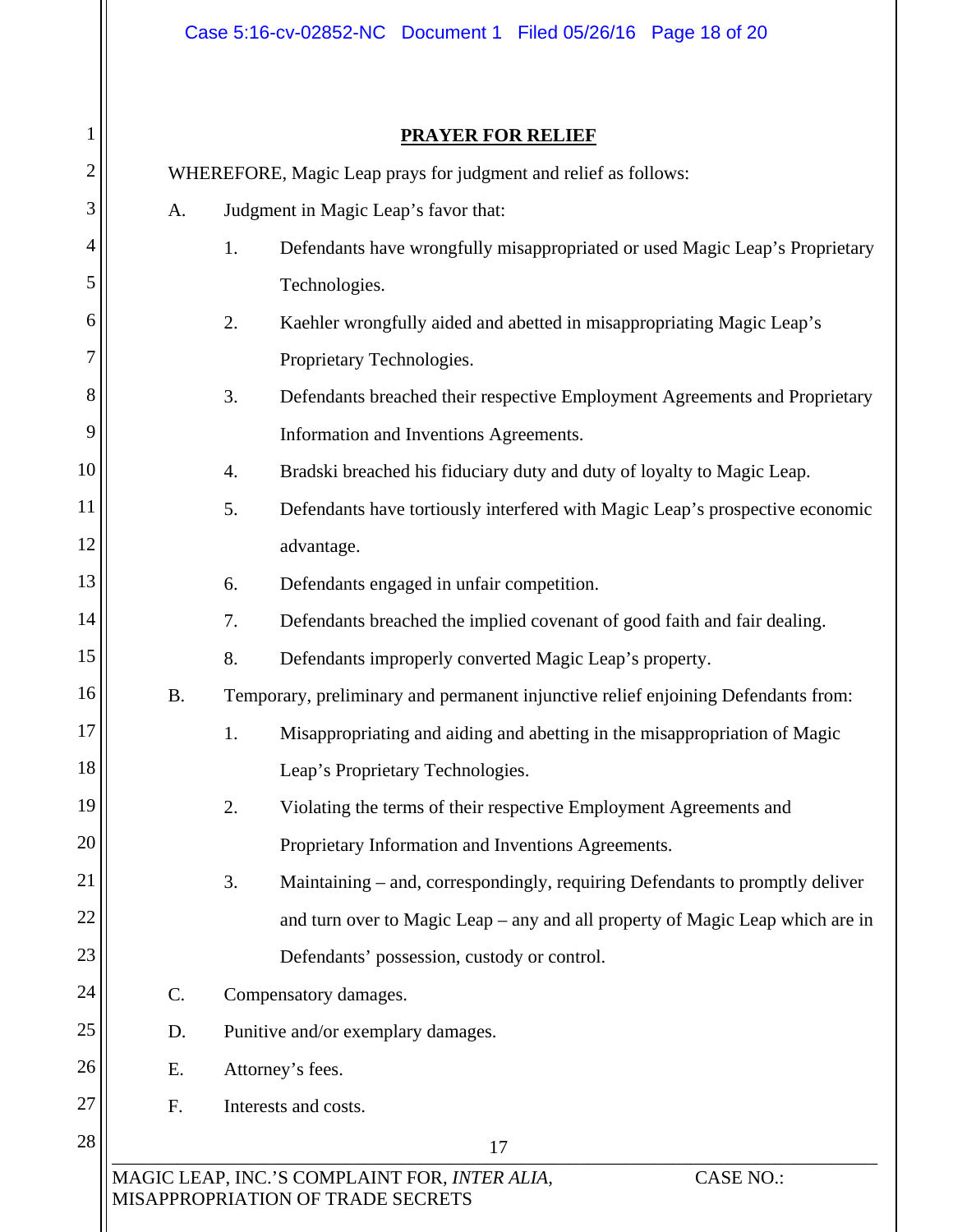## PRAYER FOR RELIEF

WHEREFORE, Magic Leap prays for judgment and relief as follows:

A. Judgment in Magic Leap's favor that:

1. Defendants have wrongfully misappropriated or used Magic Leap's Proprietary Technologies.
2. Kaehler wrongfully aided and abetted in misappropriating Magic Leap's Proprietary Technologies.
3. Defendants breached their respective Employment Agreements and Proprietary Information and Inventions Agreements.
4. Bradski breached his fiduciary duty and duty of loyalty to Magic Leap.
5. Defendants have tortiously interfered with Magic Leap's prospective economic advantage.
6. Defendants engaged in unfair competition.
7. Defendants breached the implied covenant of good faith and fair dealing.
8. Defendants improperly converted Magic Leap's property.

B. Temporary, preliminary and permanent injunctive relief enjoining Defendants from:

1. Misappropriating and aiding and abetting in the misappropriation of Magic Leap's Proprietary Technologies.
2. Violating the terms of their respective Employment Agreements and Proprietary Information and Inventions Agreements.
3. Maintaining – and, correspondingly, requiring Defendants to promptly deliver and turn over to Magic Leap – any and all property of Magic Leap which are in Defendants' possession, custody or control.

C. Compensatory damages.

D. Punitive and/or exemplary damages.

E. Attorney's fees.

F. Interests and costs.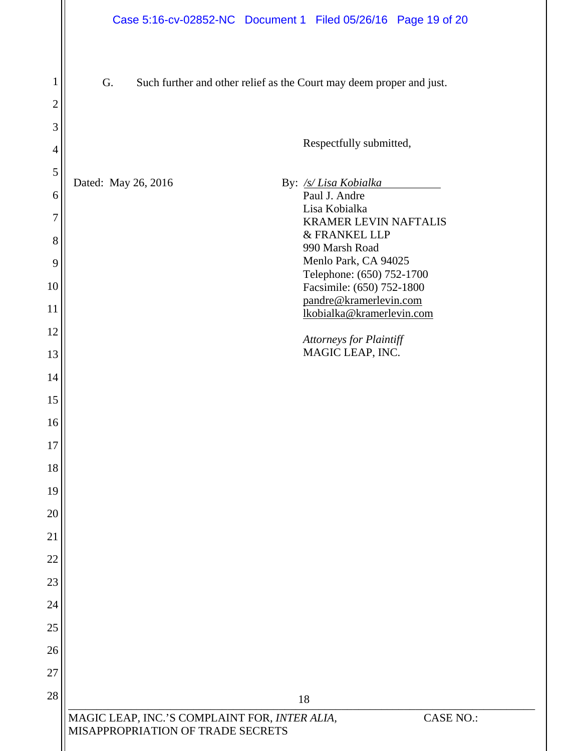G. Such further and other relief as the Court may deem proper and just.

Respectfully submitted,

Dated: May 26, 2016

By: */s/ Lisa Kobialka*
Paul J. Andre
Lisa Kobialka
KRAMER LEVIN NAFTALIS
& FRANKEL LLP
990 Marsh Road
Menlo Park, CA 94025
Telephone: (650) 752-1700
Facsimile: (650) 752-1800
pandre@kramerlevin.com
lkobialka@kramerlevin.com

*Attorneys for Plaintiff*
MAGIC LEAP, INC.

MAGIC LEAP, INC.'S COMPLAINT FOR, *INTER ALIA*, MISAPPROPRIATION OF TRADE SECRETS — CASE NO.: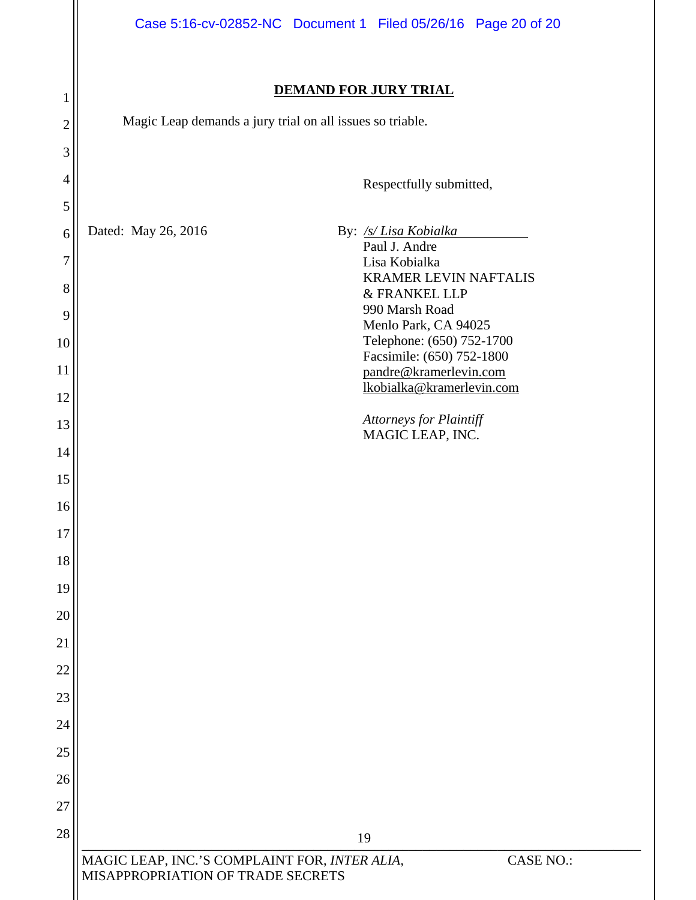**DEMAND FOR JURY TRIAL**

Magic Leap demands a jury trial on all issues so triable.

Respectfully submitted,

Dated: May 26, 2016

By: */s/ Lisa Kobialka*

Paul J. Andre
Lisa Kobialka
KRAMER LEVIN NAFTALIS
& FRANKEL LLP
990 Marsh Road
Menlo Park, CA 94025
Telephone: (650) 752-1700
Facsimile: (650) 752-1800
pandre@kramerlevin.com
lkobialka@kramerlevin.com

*Attorneys for Plaintiff*
MAGIC LEAP, INC.

MAGIC LEAP, INC.'S COMPLAINT FOR, *INTER ALIA*, MISAPPROPRIATION OF TRADE SECRETS — CASE NO.: